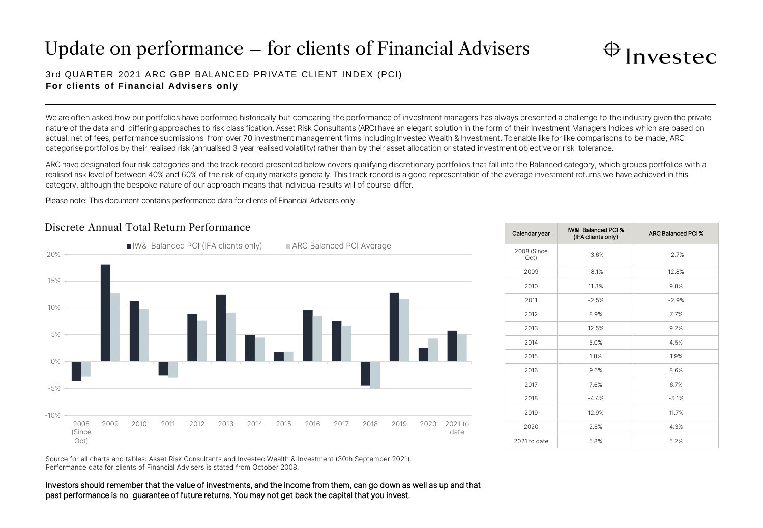# Update on performance – for clients of Financial Advisers

3rd QUARTER 2021 ARC GBP BALANCED PRIVATE CLIENT INDEX (PCI)

**For clients of Financial Advisers only**

We are often asked how our portfolios have performed historically but comparing the performance of investment managers has always presented a challenge to the industry given the private nature of the data and differing approaches to risk classification. Asset Risk Consultants (ARC) have an elegant solution in the form of their Investment Managers Indices which are based on actual, net of fees, performance submissions from over 70 investment management firms including Investec Wealth & Investment. To enable like for like comparisons to be made, ARC categorise portfolios by their realised risk (annualised 3 year realised volatility) rather than by their asset allocation or stated investment objective or risk tolerance.

ARC have designated four risk categories and the track record presented below covers qualifying discretionary portfolios that fall into the Balanced category, which groups portfolios with a realised risk level of between 40% and 60% of the risk of equity markets generally. This track record is a good representation of the average investment returns we have achieved in this category, although the bespoke nature of our approach means that individual results will of course differ.

Please note: This document contains performance data for clients of Financial Advisers only.

## Discrete Annual Total Return Performance

| Calendar year | IW&I Balanced PCI % (IFA clients only) | ARC Balanced PCI % |
|---|---|---|
| 2008 (Since Oct) | -3.6% | -2.7% |
| 2009 | 18.1% | 12.8% |
| 2010 | 11.3% | 9.8% |
| 2011 | -2.5% | -2.9% |
| 2012 | 8.9% | 7.7% |
| 2013 | 12.5% | 9.2% |
| 2014 | 5.0% | 4.5% |
| 2015 | 1.8% | 1.9% |
| 2016 | 9.6% | 8.6% |
| 2017 | 7.6% | 6.7% |
| 2018 | -4.4% | -5.1% |
| 2019 | 12.9% | 11.7% |
| 2020 | 2.6% | 4.3% |
| 2021 to date | 5.8% | 5.2% |

Source for all charts and tables: Asset Risk Consultants and Investec Wealth & Investment (30th September 2021).
Performance data for clients of Financial Advisers is stated from October 2008.

Investors should remember that the value of investments, and the income from them, can go down as well as up and that past performance is no guarantee of future returns. You may not get back the capital that you invest.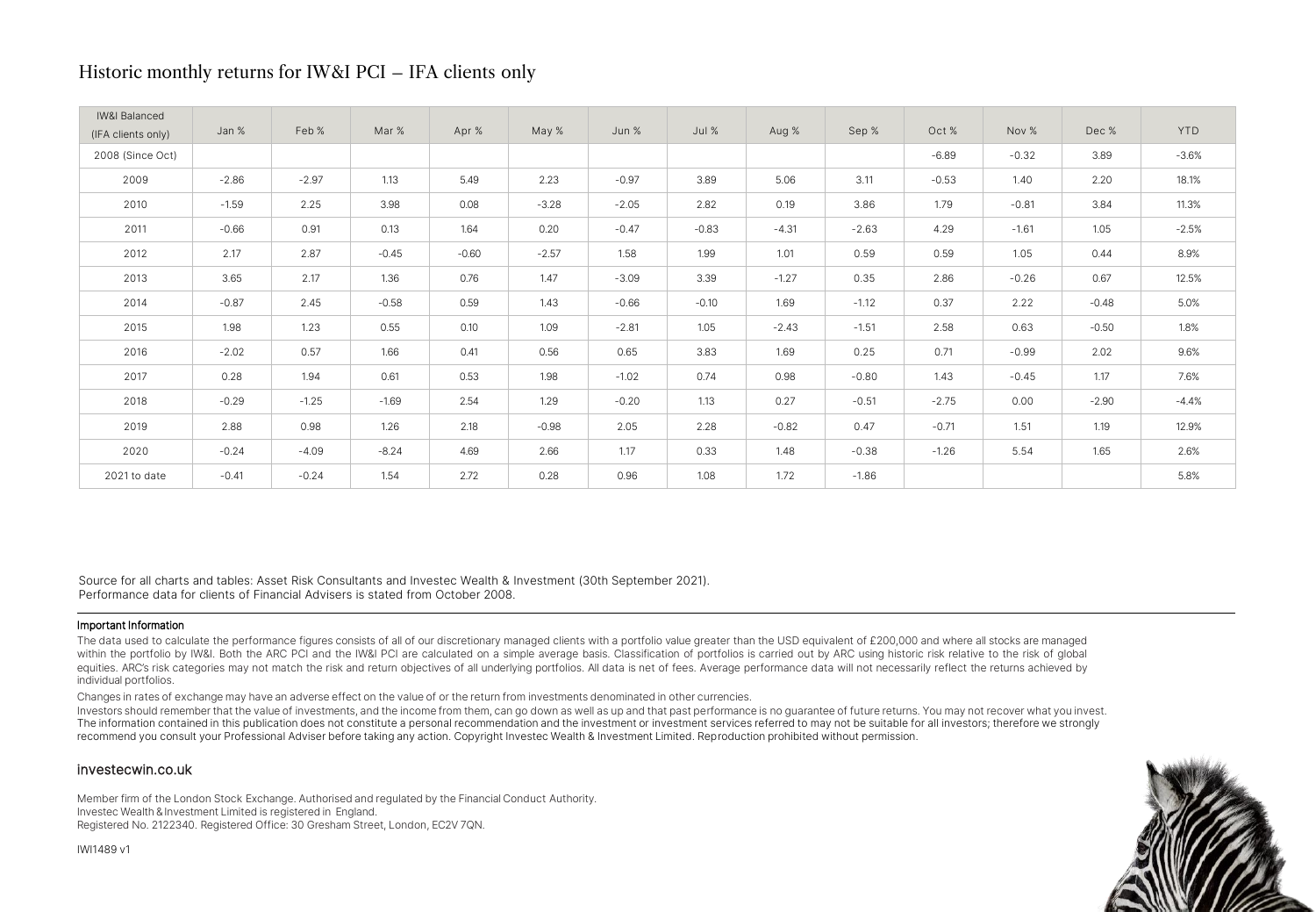# Historic monthly returns for IW&I PCI – IFA clients only

| IW&I Balanced (IFA clients only) | Jan % | Feb % | Mar % | Apr % | May % | Jun % | Jul % | Aug % | Sep % | Oct % | Nov % | Dec % | YTD |
|---|---|---|---|---|---|---|---|---|---|---|---|---|---|
| 2008 (Since Oct) | | | | | | | | | | -6.89 | -0.32 | 3.89 | -3.6% |
| 2009 | -2.86 | -2.97 | 1.13 | 5.49 | 2.23 | -0.97 | 3.89 | 5.06 | 3.11 | -0.53 | 1.40 | 2.20 | 18.1% |
| 2010 | -1.59 | 2.25 | 3.98 | 0.08 | -3.28 | -2.05 | 2.82 | 0.19 | 3.86 | 1.79 | -0.81 | 3.84 | 11.3% |
| 2011 | -0.66 | 0.91 | 0.13 | 1.64 | 0.20 | -0.47 | -0.83 | -4.31 | -2.63 | 4.29 | -1.61 | 1.05 | -2.5% |
| 2012 | 2.17 | 2.87 | -0.45 | -0.60 | -2.57 | 1.58 | 1.99 | 1.01 | 0.59 | 0.59 | 1.05 | 0.44 | 8.9% |
| 2013 | 3.65 | 2.17 | 1.36 | 0.76 | 1.47 | -3.09 | 3.39 | -1.27 | 0.35 | 2.86 | -0.26 | 0.67 | 12.5% |
| 2014 | -0.87 | 2.45 | -0.58 | 0.59 | 1.43 | -0.66 | -0.10 | 1.69 | -1.12 | 0.37 | 2.22 | -0.48 | 5.0% |
| 2015 | 1.98 | 1.23 | 0.55 | 0.10 | 1.09 | -2.81 | 1.05 | -2.43 | -1.51 | 2.58 | 0.63 | -0.50 | 1.8% |
| 2016 | -2.02 | 0.57 | 1.66 | 0.41 | 0.56 | 0.65 | 3.83 | 1.69 | 0.25 | 0.71 | -0.99 | 2.02 | 9.6% |
| 2017 | 0.28 | 1.94 | 0.61 | 0.53 | 1.98 | -1.02 | 0.74 | 0.98 | -0.80 | 1.43 | -0.45 | 1.17 | 7.6% |
| 2018 | -0.29 | -1.25 | -1.69 | 2.54 | 1.29 | -0.20 | 1.13 | 0.27 | -0.51 | -2.75 | 0.00 | -2.90 | -4.4% |
| 2019 | 2.88 | 0.98 | 1.26 | 2.18 | -0.98 | 2.05 | 2.28 | -0.82 | 0.47 | -0.71 | 1.51 | 1.19 | 12.9% |
| 2020 | -0.24 | -4.09 | -8.24 | 4.69 | 2.66 | 1.17 | 0.33 | 1.48 | -0.38 | -1.26 | 5.54 | 1.65 | 2.6% |
| 2021 to date | -0.41 | -0.24 | 1.54 | 2.72 | 0.28 | 0.96 | 1.08 | 1.72 | -1.86 | | | | 5.8% |

Source for all charts and tables: Asset Risk Consultants and Investec Wealth & Investment (30th September 2021).
Performance data for clients of Financial Advisers is stated from October 2008.

**Important Information**

The data used to calculate the performance figures consists of all of our discretionary managed clients with a portfolio value greater than the USD equivalent of £200,000 and where all stocks are managed within the portfolio by IW&I. Both the ARC PCI and the IW&I PCI are calculated on a simple average basis. Classification of portfolios is carried out by ARC using historic risk relative to the risk of global equities. ARC's risk categories may not match the risk and return objectives of all underlying portfolios. All data is net of fees. Average performance data will not necessarily reflect the returns achieved by individual portfolios.

Changes in rates of exchange may have an adverse effect on the value of or the return from investments denominated in other currencies.

Investors should remember that the value of investments, and the income from them, can go down as well as up and that past performance is no guarantee of future returns. You may not recover what you invest. The information contained in this publication does not constitute a personal recommendation and the investment or investment services referred to may not be suitable for all investors; therefore we strongly recommend you consult your Professional Adviser before taking any action. Copyright Investec Wealth & Investment Limited. Reproduction prohibited without permission.

**investecwin.co.uk**

Member firm of the London Stock Exchange. Authorised and regulated by the Financial Conduct Authority.
Investec Wealth & Investment Limited is registered in England.
Registered No. 2122340. Registered Office: 30 Gresham Street, London, EC2V 7QN.

IWI1489 v1